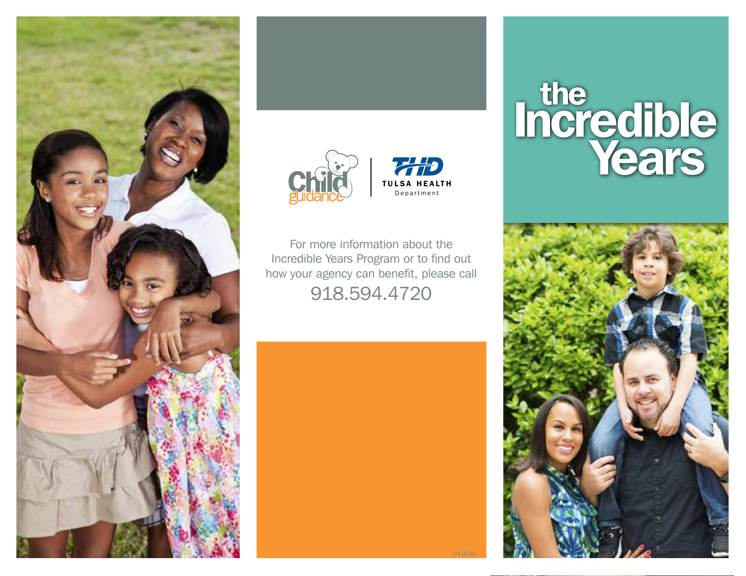# the Incredible Years

Child guidance | THD TULSA HEALTH Department

For more information about the Incredible Years Program or to find out how your agency can benefit, please call

918.594.4720

04.06.01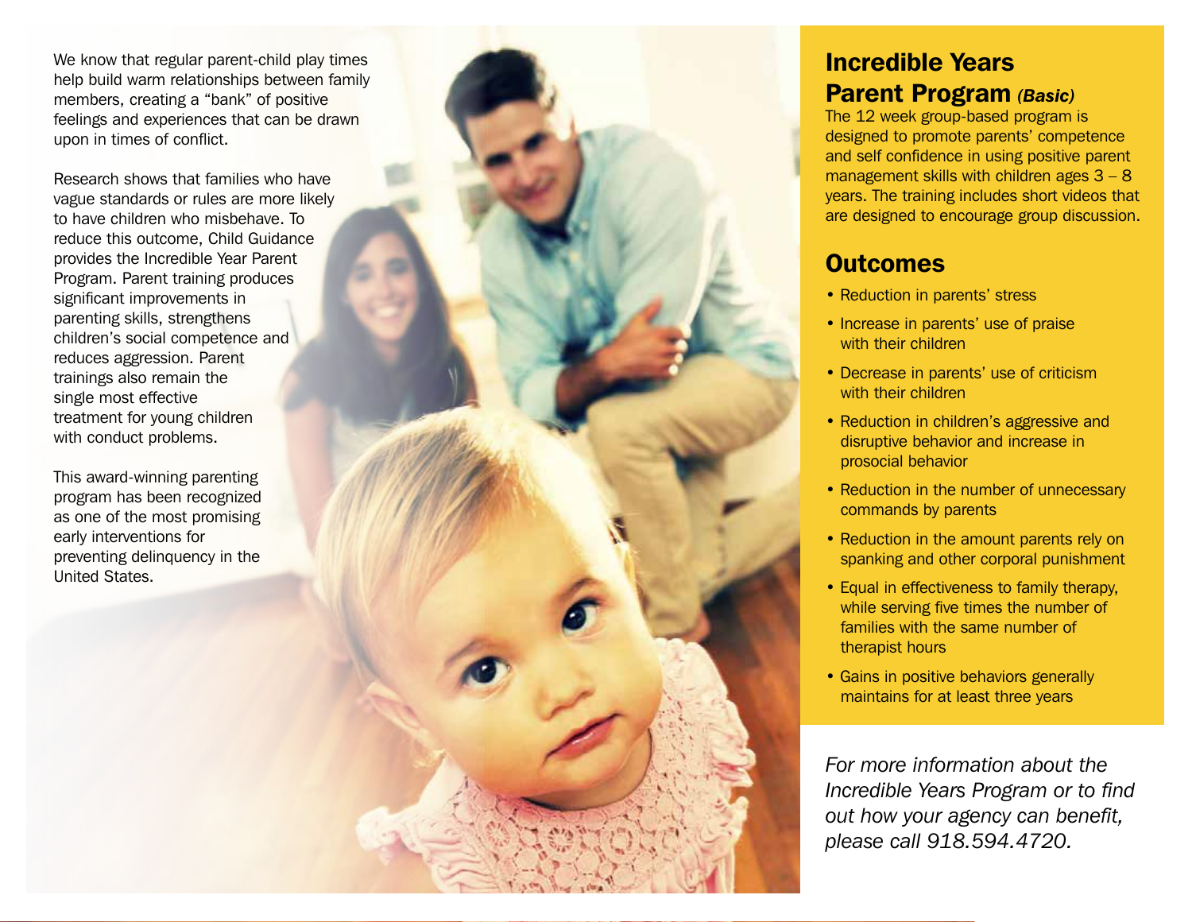We know that regular parent-child play times help build warm relationships between family members, creating a "bank" of positive feelings and experiences that can be drawn upon in times of conflict.

Research shows that families who have vague standards or rules are more likely to have children who misbehave. To reduce this outcome, Child Guidance provides the Incredible Year Parent Program. Parent training produces significant improvements in parenting skills, strengthens children's social competence and reduces aggression. Parent trainings also remain the single most effective treatment for young children with conduct problems.

This award-winning parenting program has been recognized as one of the most promising early interventions for preventing delinquency in the United States.

## Incredible Years Parent Program *(Basic)*

The 12 week group-based program is designed to promote parents' competence and self confidence in using positive parent management skills with children ages 3 – 8 years. The training includes short videos that are designed to encourage group discussion.

## Outcomes

- Reduction in parents' stress
- Increase in parents' use of praise with their children
- Decrease in parents' use of criticism with their children
- Reduction in children's aggressive and disruptive behavior and increase in prosocial behavior
- Reduction in the number of unnecessary commands by parents
- Reduction in the amount parents rely on spanking and other corporal punishment
- Equal in effectiveness to family therapy, while serving five times the number of families with the same number of therapist hours
- Gains in positive behaviors generally maintains for at least three years

*For more information about the Incredible Years Program or to find out how your agency can benefit, please call 918.594.4720.*